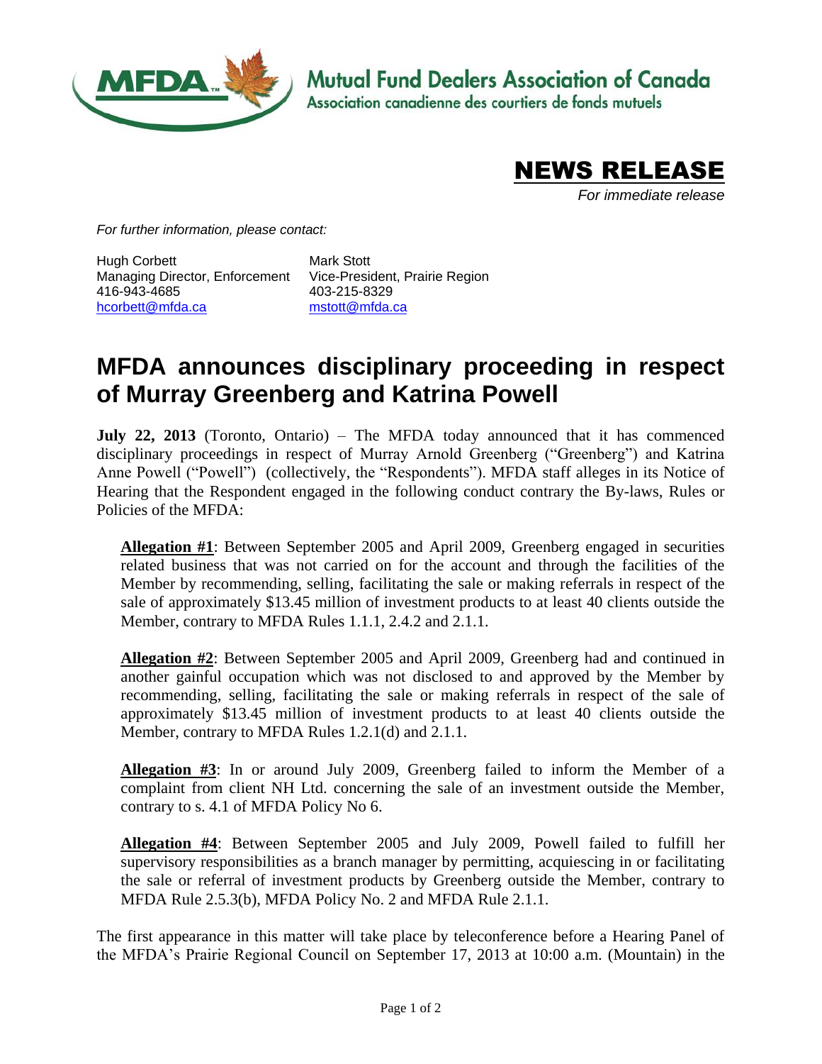Mutual Fund Dealers Association of Canada
Association canadienne des courtiers de fonds mutuels

# NEWS RELEASE

*For immediate release*

*For further information, please contact:*

Hugh Corbett
Managing Director, Enforcement
416-943-4685
hcorbett@mfda.ca

Mark Stott
Vice-President, Prairie Region
403-215-8329
mstott@mfda.ca

## MFDA announces disciplinary proceeding in respect of Murray Greenberg and Katrina Powell

**July 22, 2013** (Toronto, Ontario) – The MFDA today announced that it has commenced disciplinary proceedings in respect of Murray Arnold Greenberg ("Greenberg") and Katrina Anne Powell ("Powell") (collectively, the "Respondents"). MFDA staff alleges in its Notice of Hearing that the Respondent engaged in the following conduct contrary the By-laws, Rules or Policies of the MFDA:

> **Allegation #1**: Between September 2005 and April 2009, Greenberg engaged in securities related business that was not carried on for the account and through the facilities of the Member by recommending, selling, facilitating the sale or making referrals in respect of the sale of approximately $13.45 million of investment products to at least 40 clients outside the Member, contrary to MFDA Rules 1.1.1, 2.4.2 and 2.1.1.
>
> **Allegation #2**: Between September 2005 and April 2009, Greenberg had and continued in another gainful occupation which was not disclosed to and approved by the Member by recommending, selling, facilitating the sale or making referrals in respect of the sale of approximately $13.45 million of investment products to at least 40 clients outside the Member, contrary to MFDA Rules 1.2.1(d) and 2.1.1.
>
> **Allegation #3**: In or around July 2009, Greenberg failed to inform the Member of a complaint from client NH Ltd. concerning the sale of an investment outside the Member, contrary to s. 4.1 of MFDA Policy No 6.
>
> **Allegation #4**: Between September 2005 and July 2009, Powell failed to fulfill her supervisory responsibilities as a branch manager by permitting, acquiescing in or facilitating the sale or referral of investment products by Greenberg outside the Member, contrary to MFDA Rule 2.5.3(b), MFDA Policy No. 2 and MFDA Rule 2.1.1.

The first appearance in this matter will take place by teleconference before a Hearing Panel of the MFDA's Prairie Regional Council on September 17, 2013 at 10:00 a.m. (Mountain) in the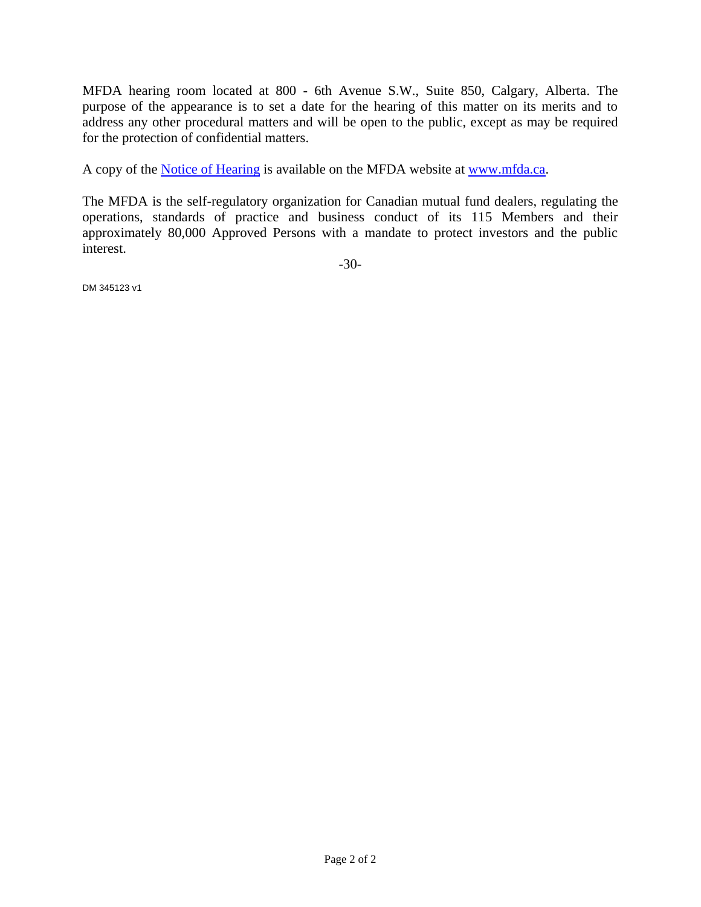MFDA hearing room located at 800 - 6th Avenue S.W., Suite 850, Calgary, Alberta. The purpose of the appearance is to set a date for the hearing of this matter on its merits and to address any other procedural matters and will be open to the public, except as may be required for the protection of confidential matters.

A copy of the Notice of Hearing is available on the MFDA website at www.mfda.ca.

The MFDA is the self-regulatory organization for Canadian mutual fund dealers, regulating the operations, standards of practice and business conduct of its 115 Members and their approximately 80,000 Approved Persons with a mandate to protect investors and the public interest.

-30-

DM 345123 v1